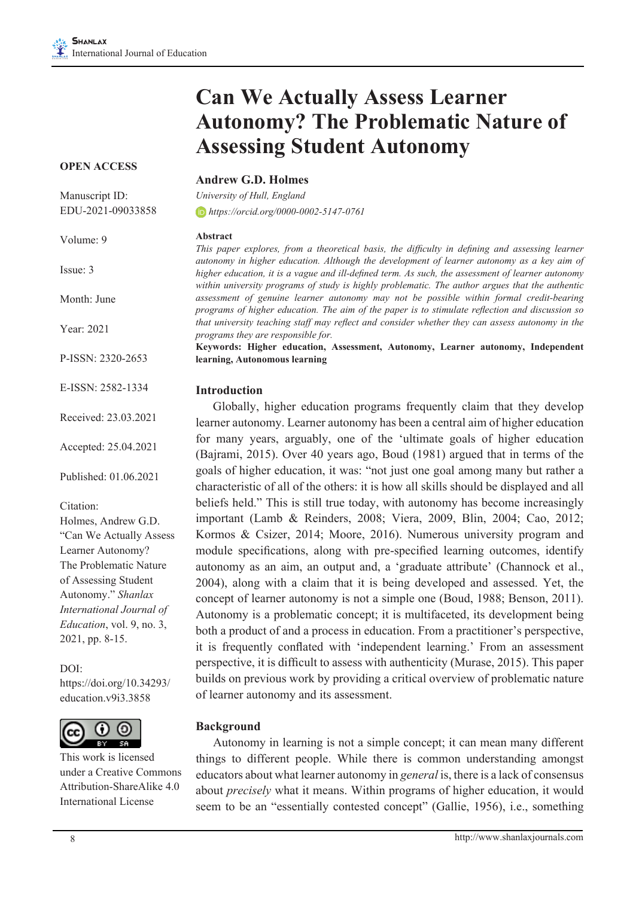# Can We Actually Assess Learner Autonomy? The Problematic Nature of Assessing Student Autonomy

**OPEN ACCESS**

Manuscript ID: EDU-2021-09033858

Volume: 9

Issue: 3

Month: June

Year: 2021

P-ISSN: 2320-2653

E-ISSN: 2582-1334

Received: 23.03.2021

Accepted: 25.04.2021

Published: 01.06.2021

Citation:
Holmes, Andrew G.D. "Can We Actually Assess Learner Autonomy? The Problematic Nature of Assessing Student Autonomy." *Shanlax International Journal of Education*, vol. 9, no. 3, 2021, pp. 8-15.

DOI:
https://doi.org/10.34293/education.v9i3.3858

This work is licensed under a Creative Commons Attribution-ShareAlike 4.0 International License

**Andrew G.D. Holmes**

*University of Hull, England*

*https://orcid.org/0000-0002-5147-0761*

**Abstract**

*This paper explores, from a theoretical basis, the difficulty in defining and assessing learner autonomy in higher education. Although the development of learner autonomy as a key aim of higher education, it is a vague and ill-defined term. As such, the assessment of learner autonomy within university programs of study is highly problematic. The author argues that the authentic assessment of genuine learner autonomy may not be possible within formal credit-bearing programs of higher education. The aim of the paper is to stimulate reflection and discussion so that university teaching staff may reflect and consider whether they can assess autonomy in the programs they are responsible for.*

**Keywords: Higher education, Assessment, Autonomy, Learner autonomy, Independent learning, Autonomous learning**

## Introduction

Globally, higher education programs frequently claim that they develop learner autonomy. Learner autonomy has been a central aim of higher education for many years, arguably, one of the 'ultimate goals of higher education (Bajrami, 2015). Over 40 years ago, Boud (1981) argued that in terms of the goals of higher education, it was: "not just one goal among many but rather a characteristic of all of the others: it is how all skills should be displayed and all beliefs held." This is still true today, with autonomy has become increasingly important (Lamb & Reinders, 2008; Viera, 2009, Blin, 2004; Cao, 2012; Kormos & Csizer, 2014; Moore, 2016). Numerous university program and module specifications, along with pre-specified learning outcomes, identify autonomy as an aim, an output and, a 'graduate attribute' (Channock et al., 2004), along with a claim that it is being developed and assessed. Yet, the concept of learner autonomy is not a simple one (Boud, 1988; Benson, 2011). Autonomy is a problematic concept; it is multifaceted, its development being both a product of and a process in education. From a practitioner's perspective, it is frequently conflated with 'independent learning.' From an assessment perspective, it is difficult to assess with authenticity (Murase, 2015). This paper builds on previous work by providing a critical overview of problematic nature of learner autonomy and its assessment.

## Background

Autonomy in learning is not a simple concept; it can mean many different things to different people. While there is common understanding amongst educators about what learner autonomy in *general* is, there is a lack of consensus about *precisely* what it means. Within programs of higher education, it would seem to be an "essentially contested concept" (Gallie, 1956), i.e., something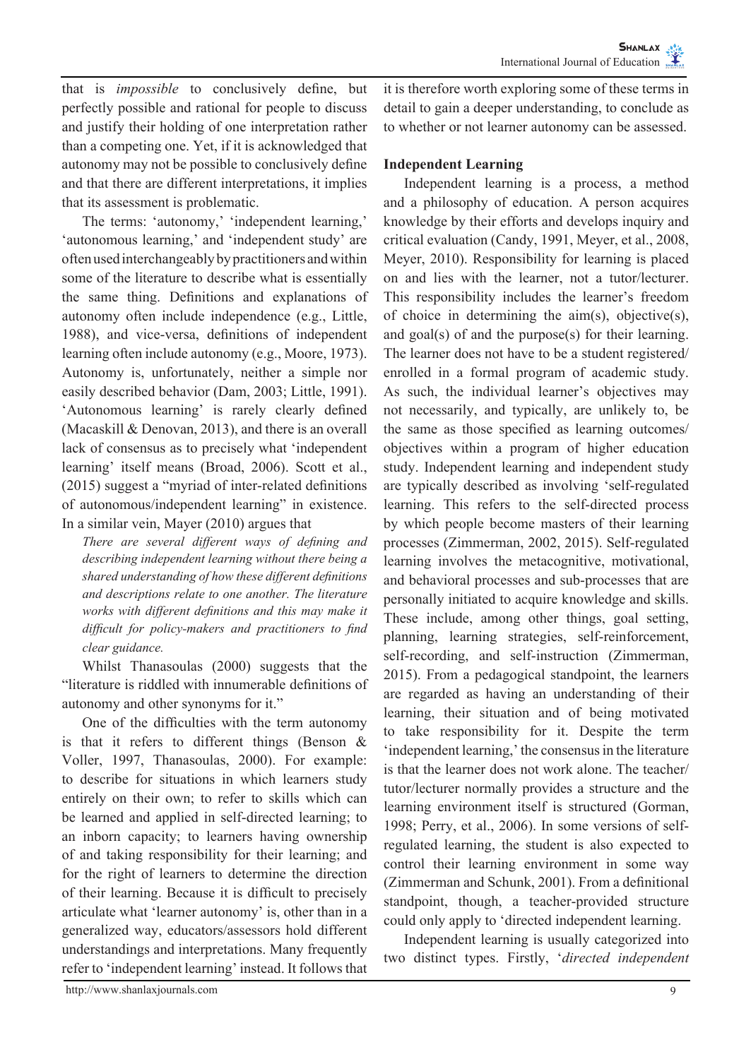that is *impossible* to conclusively define, but perfectly possible and rational for people to discuss and justify their holding of one interpretation rather than a competing one. Yet, if it is acknowledged that autonomy may not be possible to conclusively define and that there are different interpretations, it implies that its assessment is problematic.

The terms: 'autonomy,' 'independent learning,' 'autonomous learning,' and 'independent study' are often used interchangeably by practitioners and within some of the literature to describe what is essentially the same thing. Definitions and explanations of autonomy often include independence (e.g., Little, 1988), and vice-versa, definitions of independent learning often include autonomy (e.g., Moore, 1973). Autonomy is, unfortunately, neither a simple nor easily described behavior (Dam, 2003; Little, 1991). 'Autonomous learning' is rarely clearly defined (Macaskill & Denovan, 2013), and there is an overall lack of consensus as to precisely what 'independent learning' itself means (Broad, 2006). Scott et al., (2015) suggest a "myriad of inter-related definitions of autonomous/independent learning" in existence. In a similar vein, Mayer (2010) argues that

> *There are several different ways of defining and describing independent learning without there being a shared understanding of how these different definitions and descriptions relate to one another. The literature works with different definitions and this may make it difficult for policy-makers and practitioners to find clear guidance.*

Whilst Thanasoulas (2000) suggests that the "literature is riddled with innumerable definitions of autonomy and other synonyms for it."

One of the difficulties with the term autonomy is that it refers to different things (Benson & Voller, 1997, Thanasoulas, 2000). For example: to describe for situations in which learners study entirely on their own; to refer to skills which can be learned and applied in self-directed learning; to an inborn capacity; to learners having ownership of and taking responsibility for their learning; and for the right of learners to determine the direction of their learning. Because it is difficult to precisely articulate what 'learner autonomy' is, other than in a generalized way, educators/assessors hold different understandings and interpretations. Many frequently refer to 'independent learning' instead. It follows that it is therefore worth exploring some of these terms in detail to gain a deeper understanding, to conclude as to whether or not learner autonomy can be assessed.

## Independent Learning

Independent learning is a process, a method and a philosophy of education. A person acquires knowledge by their efforts and develops inquiry and critical evaluation (Candy, 1991, Meyer, et al., 2008, Meyer, 2010). Responsibility for learning is placed on and lies with the learner, not a tutor/lecturer. This responsibility includes the learner's freedom of choice in determining the aim(s), objective(s), and goal(s) of and the purpose(s) for their learning. The learner does not have to be a student registered/enrolled in a formal program of academic study. As such, the individual learner's objectives may not necessarily, and typically, are unlikely to, be the same as those specified as learning outcomes/objectives within a program of higher education study. Independent learning and independent study are typically described as involving 'self-regulated learning. This refers to the self-directed process by which people become masters of their learning processes (Zimmerman, 2002, 2015). Self-regulated learning involves the metacognitive, motivational, and behavioral processes and sub-processes that are personally initiated to acquire knowledge and skills. These include, among other things, goal setting, planning, learning strategies, self-reinforcement, self-recording, and self-instruction (Zimmerman, 2015). From a pedagogical standpoint, the learners are regarded as having an understanding of their learning, their situation and of being motivated to take responsibility for it. Despite the term 'independent learning,' the consensus in the literature is that the learner does not work alone. The teacher/tutor/lecturer normally provides a structure and the learning environment itself is structured (Gorman, 1998; Perry, et al., 2006). In some versions of self-regulated learning, the student is also expected to control their learning environment in some way (Zimmerman and Schunk, 2001). From a definitional standpoint, though, a teacher-provided structure could only apply to 'directed independent learning.

Independent learning is usually categorized into two distinct types. Firstly, '*directed independent*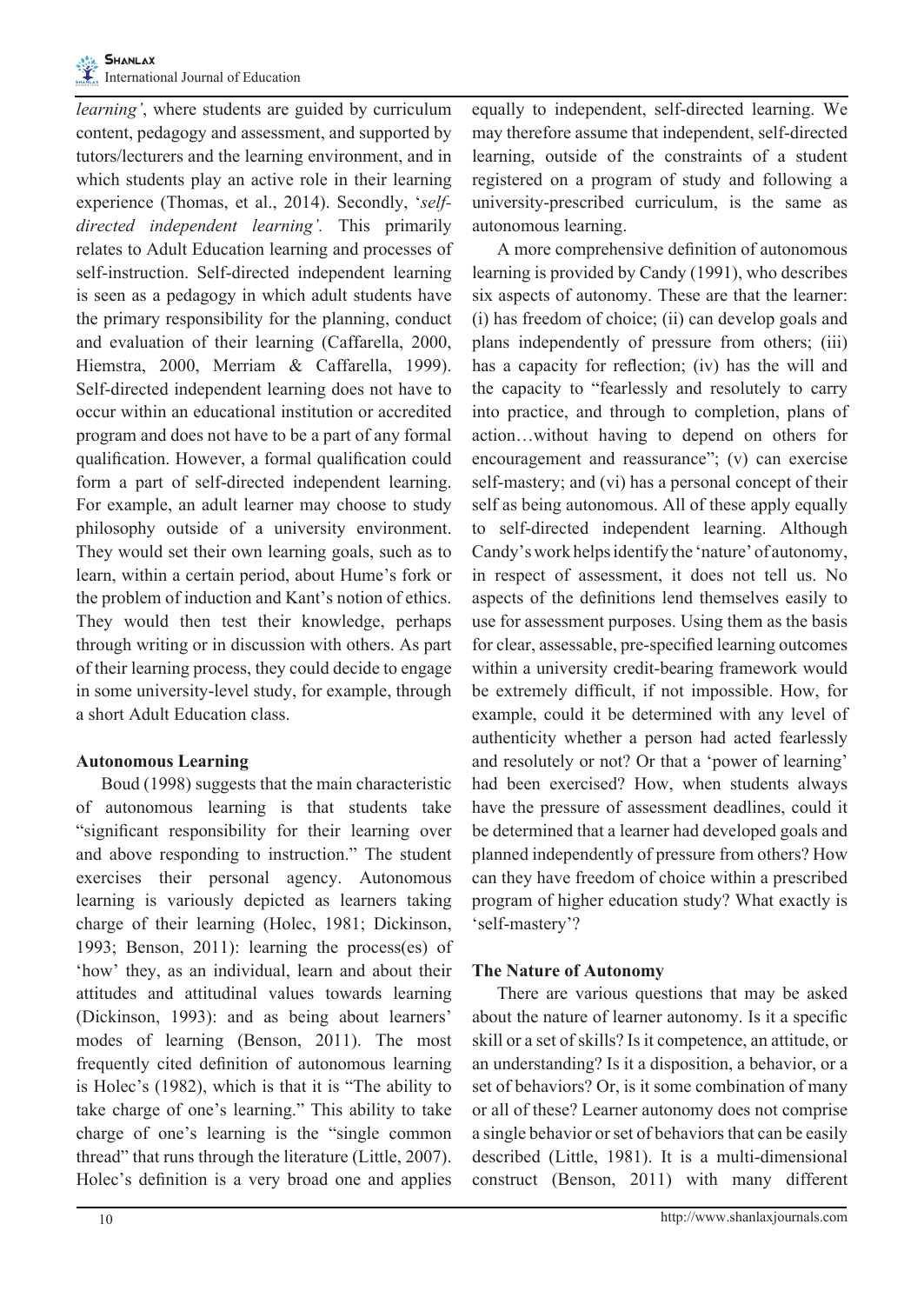*learning'*, where students are guided by curriculum content, pedagogy and assessment, and supported by tutors/lecturers and the learning environment, and in which students play an active role in their learning experience (Thomas, et al., 2014). Secondly, '*self-directed independent learning'*. This primarily relates to Adult Education learning and processes of self-instruction. Self-directed independent learning is seen as a pedagogy in which adult students have the primary responsibility for the planning, conduct and evaluation of their learning (Caffarella, 2000, Hiemstra, 2000, Merriam & Caffarella, 1999). Self-directed independent learning does not have to occur within an educational institution or accredited program and does not have to be a part of any formal qualification. However, a formal qualification could form a part of self-directed independent learning. For example, an adult learner may choose to study philosophy outside of a university environment. They would set their own learning goals, such as to learn, within a certain period, about Hume's fork or the problem of induction and Kant's notion of ethics. They would then test their knowledge, perhaps through writing or in discussion with others. As part of their learning process, they could decide to engage in some university-level study, for example, through a short Adult Education class.

**Autonomous Learning**

Boud (1998) suggests that the main characteristic of autonomous learning is that students take "significant responsibility for their learning over and above responding to instruction." The student exercises their personal agency. Autonomous learning is variously depicted as learners taking charge of their learning (Holec, 1981; Dickinson, 1993; Benson, 2011): learning the process(es) of 'how' they, as an individual, learn and about their attitudes and attitudinal values towards learning (Dickinson, 1993): and as being about learners' modes of learning (Benson, 2011). The most frequently cited definition of autonomous learning is Holec's (1982), which is that it is "The ability to take charge of one's learning." This ability to take charge of one's learning is the "single common thread" that runs through the literature (Little, 2007). Holec's definition is a very broad one and applies equally to independent, self-directed learning. We may therefore assume that independent, self-directed learning, outside of the constraints of a student registered on a program of study and following a university-prescribed curriculum, is the same as autonomous learning.

A more comprehensive definition of autonomous learning is provided by Candy (1991), who describes six aspects of autonomy. These are that the learner: (i) has freedom of choice; (ii) can develop goals and plans independently of pressure from others; (iii) has a capacity for reflection; (iv) has the will and the capacity to "fearlessly and resolutely to carry into practice, and through to completion, plans of action…without having to depend on others for encouragement and reassurance"; (v) can exercise self-mastery; and (vi) has a personal concept of their self as being autonomous. All of these apply equally to self-directed independent learning. Although Candy's work helps identify the 'nature' of autonomy, in respect of assessment, it does not tell us. No aspects of the definitions lend themselves easily to use for assessment purposes. Using them as the basis for clear, assessable, pre-specified learning outcomes within a university credit-bearing framework would be extremely difficult, if not impossible. How, for example, could it be determined with any level of authenticity whether a person had acted fearlessly and resolutely or not? Or that a 'power of learning' had been exercised? How, when students always have the pressure of assessment deadlines, could it be determined that a learner had developed goals and planned independently of pressure from others? How can they have freedom of choice within a prescribed program of higher education study? What exactly is 'self-mastery'?

**The Nature of Autonomy**

There are various questions that may be asked about the nature of learner autonomy. Is it a specific skill or a set of skills? Is it competence, an attitude, or an understanding? Is it a disposition, a behavior, or a set of behaviors? Or, is it some combination of many or all of these? Learner autonomy does not comprise a single behavior or set of behaviors that can be easily described (Little, 1981). It is a multi-dimensional construct (Benson, 2011) with many different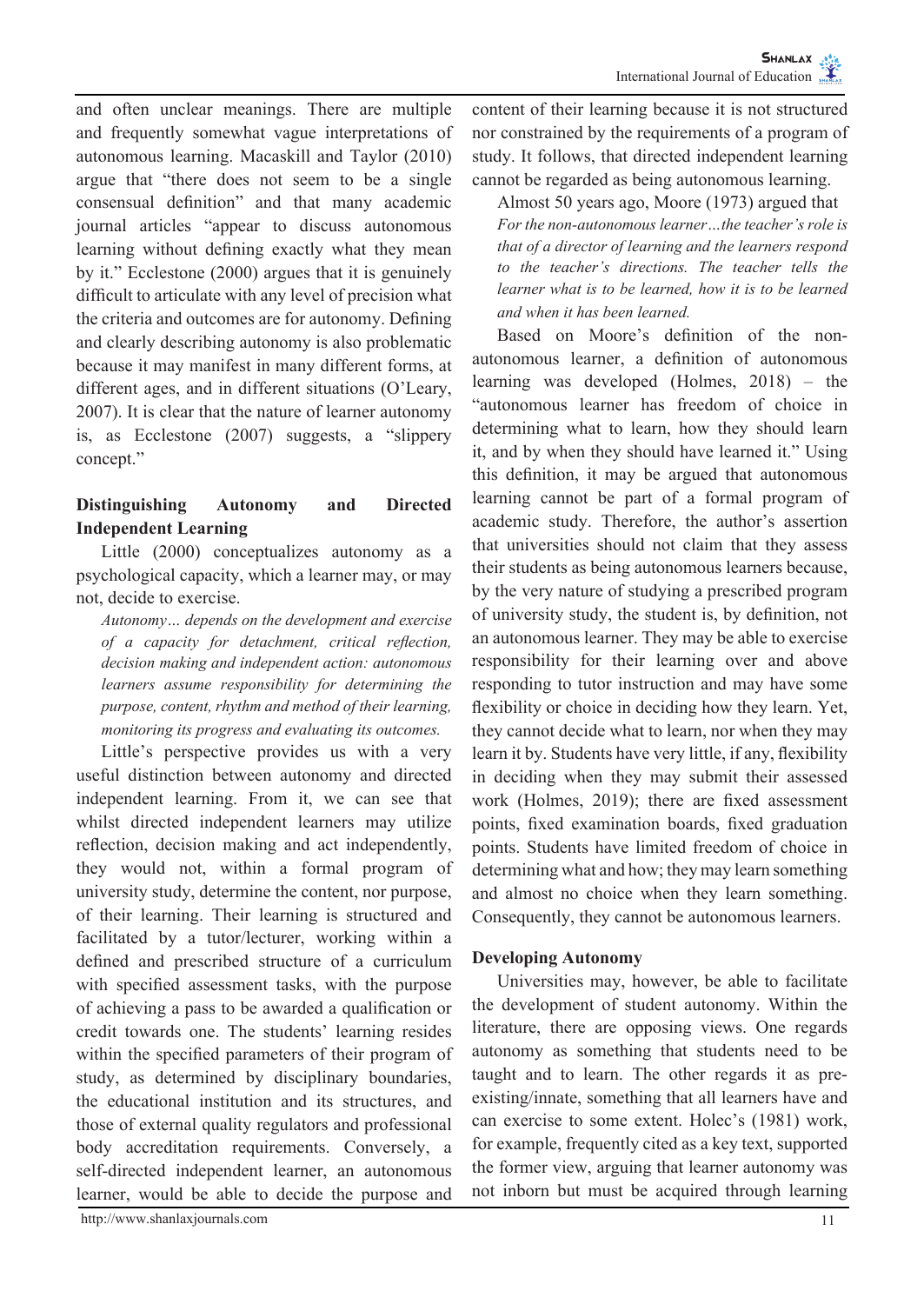and often unclear meanings. There are multiple and frequently somewhat vague interpretations of autonomous learning. Macaskill and Taylor (2010) argue that "there does not seem to be a single consensual definition" and that many academic journal articles "appear to discuss autonomous learning without defining exactly what they mean by it." Ecclestone (2000) argues that it is genuinely difficult to articulate with any level of precision what the criteria and outcomes are for autonomy. Defining and clearly describing autonomy is also problematic because it may manifest in many different forms, at different ages, and in different situations (O'Leary, 2007). It is clear that the nature of learner autonomy is, as Ecclestone (2007) suggests, a "slippery concept."

## Distinguishing Autonomy and Directed Independent Learning

Little (2000) conceptualizes autonomy as a psychological capacity, which a learner may, or may not, decide to exercise.

*Autonomy… depends on the development and exercise of a capacity for detachment, critical reflection, decision making and independent action: autonomous learners assume responsibility for determining the purpose, content, rhythm and method of their learning, monitoring its progress and evaluating its outcomes.*

Little's perspective provides us with a very useful distinction between autonomy and directed independent learning. From it, we can see that whilst directed independent learners may utilize reflection, decision making and act independently, they would not, within a formal program of university study, determine the content, nor purpose, of their learning. Their learning is structured and facilitated by a tutor/lecturer, working within a defined and prescribed structure of a curriculum with specified assessment tasks, with the purpose of achieving a pass to be awarded a qualification or credit towards one. The students' learning resides within the specified parameters of their program of study, as determined by disciplinary boundaries, the educational institution and its structures, and those of external quality regulators and professional body accreditation requirements. Conversely, a self-directed independent learner, an autonomous learner, would be able to decide the purpose and content of their learning because it is not structured nor constrained by the requirements of a program of study. It follows, that directed independent learning cannot be regarded as being autonomous learning.

Almost 50 years ago, Moore (1973) argued that

*For the non-autonomous learner…the teacher's role is that of a director of learning and the learners respond to the teacher's directions. The teacher tells the learner what is to be learned, how it is to be learned and when it has been learned.*

Based on Moore's definition of the non-autonomous learner, a definition of autonomous learning was developed (Holmes, 2018) – the "autonomous learner has freedom of choice in determining what to learn, how they should learn it, and by when they should have learned it." Using this definition, it may be argued that autonomous learning cannot be part of a formal program of academic study. Therefore, the author's assertion that universities should not claim that they assess their students as being autonomous learners because, by the very nature of studying a prescribed program of university study, the student is, by definition, not an autonomous learner. They may be able to exercise responsibility for their learning over and above responding to tutor instruction and may have some flexibility or choice in deciding how they learn. Yet, they cannot decide what to learn, nor when they may learn it by. Students have very little, if any, flexibility in deciding when they may submit their assessed work (Holmes, 2019); there are fixed assessment points, fixed examination boards, fixed graduation points. Students have limited freedom of choice in determining what and how; they may learn something and almost no choice when they learn something. Consequently, they cannot be autonomous learners.

## Developing Autonomy

Universities may, however, be able to facilitate the development of student autonomy. Within the literature, there are opposing views. One regards autonomy as something that students need to be taught and to learn. The other regards it as pre-existing/innate, something that all learners have and can exercise to some extent. Holec's (1981) work, for example, frequently cited as a key text, supported the former view, arguing that learner autonomy was not inborn but must be acquired through learning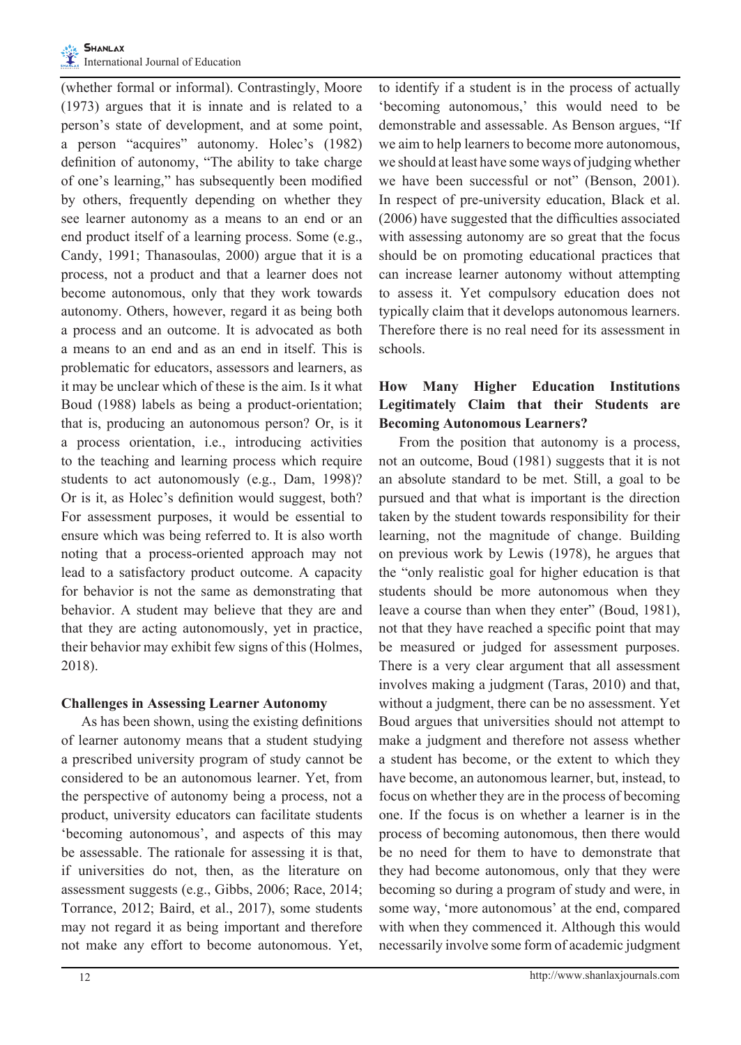(whether formal or informal). Contrastingly, Moore (1973) argues that it is innate and is related to a person's state of development, and at some point, a person "acquires" autonomy. Holec's (1982) definition of autonomy, "The ability to take charge of one's learning," has subsequently been modified by others, frequently depending on whether they see learner autonomy as a means to an end or an end product itself of a learning process. Some (e.g., Candy, 1991; Thanasoulas, 2000) argue that it is a process, not a product and that a learner does not become autonomous, only that they work towards autonomy. Others, however, regard it as being both a process and an outcome. It is advocated as both a means to an end and as an end in itself. This is problematic for educators, assessors and learners, as it may be unclear which of these is the aim. Is it what Boud (1988) labels as being a product-orientation; that is, producing an autonomous person? Or, is it a process orientation, i.e., introducing activities to the teaching and learning process which require students to act autonomously (e.g., Dam, 1998)? Or is it, as Holec's definition would suggest, both? For assessment purposes, it would be essential to ensure which was being referred to. It is also worth noting that a process-oriented approach may not lead to a satisfactory product outcome. A capacity for behavior is not the same as demonstrating that behavior. A student may believe that they are and that they are acting autonomously, yet in practice, their behavior may exhibit few signs of this (Holmes, 2018).

**Challenges in Assessing Learner Autonomy**

As has been shown, using the existing definitions of learner autonomy means that a student studying a prescribed university program of study cannot be considered to be an autonomous learner. Yet, from the perspective of autonomy being a process, not a product, university educators can facilitate students 'becoming autonomous', and aspects of this may be assessable. The rationale for assessing it is that, if universities do not, then, as the literature on assessment suggests (e.g., Gibbs, 2006; Race, 2014; Torrance, 2012; Baird, et al., 2017), some students may not regard it as being important and therefore not make any effort to become autonomous. Yet, to identify if a student is in the process of actually 'becoming autonomous,' this would need to be demonstrable and assessable. As Benson argues, "If we aim to help learners to become more autonomous, we should at least have some ways of judging whether we have been successful or not" (Benson, 2001). In respect of pre-university education, Black et al. (2006) have suggested that the difficulties associated with assessing autonomy are so great that the focus should be on promoting educational practices that can increase learner autonomy without attempting to assess it. Yet compulsory education does not typically claim that it develops autonomous learners. Therefore there is no real need for its assessment in schools.

**How Many Higher Education Institutions Legitimately Claim that their Students are Becoming Autonomous Learners?**

From the position that autonomy is a process, not an outcome, Boud (1981) suggests that it is not an absolute standard to be met. Still, a goal to be pursued and that what is important is the direction taken by the student towards responsibility for their learning, not the magnitude of change. Building on previous work by Lewis (1978), he argues that the "only realistic goal for higher education is that students should be more autonomous when they leave a course than when they enter" (Boud, 1981), not that they have reached a specific point that may be measured or judged for assessment purposes. There is a very clear argument that all assessment involves making a judgment (Taras, 2010) and that, without a judgment, there can be no assessment. Yet Boud argues that universities should not attempt to make a judgment and therefore not assess whether a student has become, or the extent to which they have become, an autonomous learner, but, instead, to focus on whether they are in the process of becoming one. If the focus is on whether a learner is in the process of becoming autonomous, then there would be no need for them to have to demonstrate that they had become autonomous, only that they were becoming so during a program of study and were, in some way, 'more autonomous' at the end, compared with when they commenced it. Although this would necessarily involve some form of academic judgment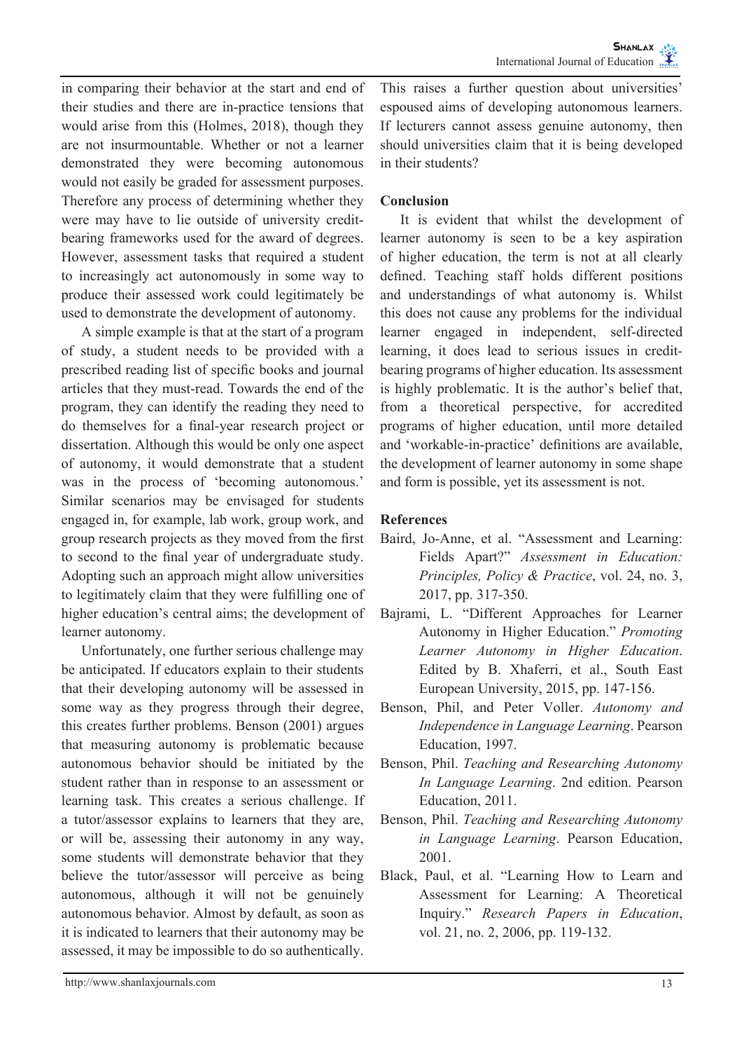in comparing their behavior at the start and end of their studies and there are in-practice tensions that would arise from this (Holmes, 2018), though they are not insurmountable. Whether or not a learner demonstrated they were becoming autonomous would not easily be graded for assessment purposes. Therefore any process of determining whether they were may have to lie outside of university credit-bearing frameworks used for the award of degrees. However, assessment tasks that required a student to increasingly act autonomously in some way to produce their assessed work could legitimately be used to demonstrate the development of autonomy.

A simple example is that at the start of a program of study, a student needs to be provided with a prescribed reading list of specific books and journal articles that they must-read. Towards the end of the program, they can identify the reading they need to do themselves for a final-year research project or dissertation. Although this would be only one aspect of autonomy, it would demonstrate that a student was in the process of 'becoming autonomous.' Similar scenarios may be envisaged for students engaged in, for example, lab work, group work, and group research projects as they moved from the first to second to the final year of undergraduate study. Adopting such an approach might allow universities to legitimately claim that they were fulfilling one of higher education's central aims; the development of learner autonomy.

Unfortunately, one further serious challenge may be anticipated. If educators explain to their students that their developing autonomy will be assessed in some way as they progress through their degree, this creates further problems. Benson (2001) argues that measuring autonomy is problematic because autonomous behavior should be initiated by the student rather than in response to an assessment or learning task. This creates a serious challenge. If a tutor/assessor explains to learners that they are, or will be, assessing their autonomy in any way, some students will demonstrate behavior that they believe the tutor/assessor will perceive as being autonomous, although it will not be genuinely autonomous behavior. Almost by default, as soon as it is indicated to learners that their autonomy may be assessed, it may be impossible to do so authentically.

This raises a further question about universities' espoused aims of developing autonomous learners. If lecturers cannot assess genuine autonomy, then should universities claim that it is being developed in their students?

## Conclusion

It is evident that whilst the development of learner autonomy is seen to be a key aspiration of higher education, the term is not at all clearly defined. Teaching staff holds different positions and understandings of what autonomy is. Whilst this does not cause any problems for the individual learner engaged in independent, self-directed learning, it does lead to serious issues in credit-bearing programs of higher education. Its assessment is highly problematic. It is the author's belief that, from a theoretical perspective, for accredited programs of higher education, until more detailed and 'workable-in-practice' definitions are available, the development of learner autonomy in some shape and form is possible, yet its assessment is not.

## References

Baird, Jo-Anne, et al. "Assessment and Learning: Fields Apart?" *Assessment in Education: Principles, Policy & Practice*, vol. 24, no. 3, 2017, pp. 317-350.

Bajrami, L. "Different Approaches for Learner Autonomy in Higher Education." *Promoting Learner Autonomy in Higher Education*. Edited by B. Xhaferri, et al., South East European University, 2015, pp. 147-156.

Benson, Phil, and Peter Voller. *Autonomy and Independence in Language Learning*. Pearson Education, 1997.

Benson, Phil. *Teaching and Researching Autonomy In Language Learning*. 2nd edition. Pearson Education, 2011.

Benson, Phil. *Teaching and Researching Autonomy in Language Learning*. Pearson Education, 2001.

Black, Paul, et al. "Learning How to Learn and Assessment for Learning: A Theoretical Inquiry." *Research Papers in Education*, vol. 21, no. 2, 2006, pp. 119-132.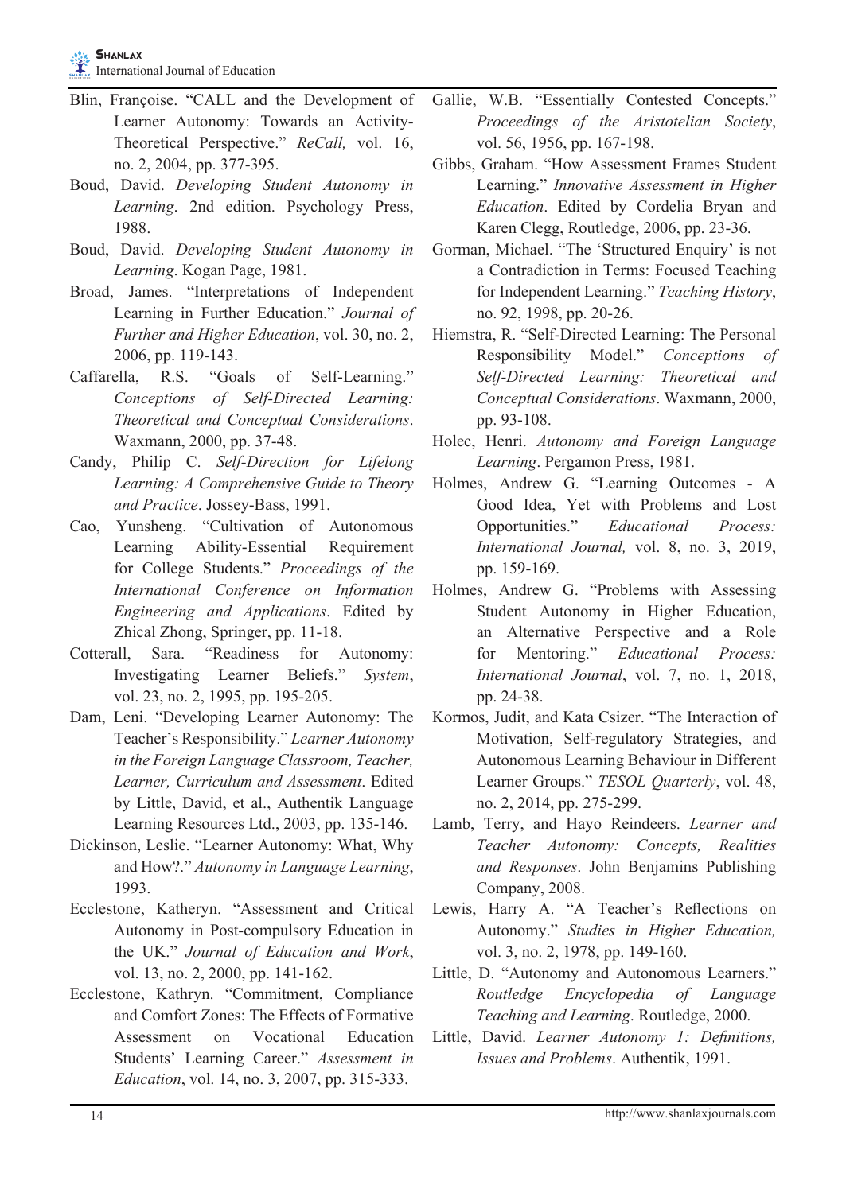Blin, Françoise. "CALL and the Development of Learner Autonomy: Towards an Activity-Theoretical Perspective." *ReCall,* vol. 16, no. 2, 2004, pp. 377-395.

Boud, David. *Developing Student Autonomy in Learning*. 2nd edition. Psychology Press, 1988.

Boud, David. *Developing Student Autonomy in Learning*. Kogan Page, 1981.

Broad, James. "Interpretations of Independent Learning in Further Education." *Journal of Further and Higher Education*, vol. 30, no. 2, 2006, pp. 119-143.

Caffarella, R.S. "Goals of Self-Learning." *Conceptions of Self-Directed Learning: Theoretical and Conceptual Considerations*. Waxmann, 2000, pp. 37-48.

Candy, Philip C. *Self-Direction for Lifelong Learning: A Comprehensive Guide to Theory and Practice*. Jossey-Bass, 1991.

Cao, Yunsheng. "Cultivation of Autonomous Learning Ability-Essential Requirement for College Students." *Proceedings of the International Conference on Information Engineering and Applications*. Edited by Zhical Zhong, Springer, pp. 11-18.

Cotterall, Sara. "Readiness for Autonomy: Investigating Learner Beliefs." *System*, vol. 23, no. 2, 1995, pp. 195-205.

Dam, Leni. "Developing Learner Autonomy: The Teacher's Responsibility." *Learner Autonomy in the Foreign Language Classroom, Teacher, Learner, Curriculum and Assessment*. Edited by Little, David, et al., Authentik Language Learning Resources Ltd., 2003, pp. 135-146.

Dickinson, Leslie. "Learner Autonomy: What, Why and How?." *Autonomy in Language Learning*, 1993.

Ecclestone, Katheryn. "Assessment and Critical Autonomy in Post-compulsory Education in the UK." *Journal of Education and Work*, vol. 13, no. 2, 2000, pp. 141-162.

Ecclestone, Kathryn. "Commitment, Compliance and Comfort Zones: The Effects of Formative Assessment on Vocational Education Students' Learning Career." *Assessment in Education*, vol. 14, no. 3, 2007, pp. 315-333.

Gallie, W.B. "Essentially Contested Concepts." *Proceedings of the Aristotelian Society*, vol. 56, 1956, pp. 167-198.

Gibbs, Graham. "How Assessment Frames Student Learning." *Innovative Assessment in Higher Education*. Edited by Cordelia Bryan and Karen Clegg, Routledge, 2006, pp. 23-36.

Gorman, Michael. "The 'Structured Enquiry' is not a Contradiction in Terms: Focused Teaching for Independent Learning." *Teaching History*, no. 92, 1998, pp. 20-26.

Hiemstra, R. "Self-Directed Learning: The Personal Responsibility Model." *Conceptions of Self-Directed Learning: Theoretical and Conceptual Considerations*. Waxmann, 2000, pp. 93-108.

Holec, Henri. *Autonomy and Foreign Language Learning*. Pergamon Press, 1981.

Holmes, Andrew G. "Learning Outcomes - A Good Idea, Yet with Problems and Lost Opportunities." *Educational Process: International Journal,* vol. 8, no. 3, 2019, pp. 159-169.

Holmes, Andrew G. "Problems with Assessing Student Autonomy in Higher Education, an Alternative Perspective and a Role for Mentoring." *Educational Process: International Journal*, vol. 7, no. 1, 2018, pp. 24-38.

Kormos, Judit, and Kata Csizer. "The Interaction of Motivation, Self-regulatory Strategies, and Autonomous Learning Behaviour in Different Learner Groups." *TESOL Quarterly*, vol. 48, no. 2, 2014, pp. 275-299.

Lamb, Terry, and Hayo Reindeers. *Learner and Teacher Autonomy: Concepts, Realities and Responses*. John Benjamins Publishing Company, 2008.

Lewis, Harry A. "A Teacher's Reflections on Autonomy." *Studies in Higher Education,* vol. 3, no. 2, 1978, pp. 149-160.

Little, D. "Autonomy and Autonomous Learners." *Routledge Encyclopedia of Language Teaching and Learning*. Routledge, 2000.

Little, David. *Learner Autonomy 1: Definitions, Issues and Problems*. Authentik, 1991.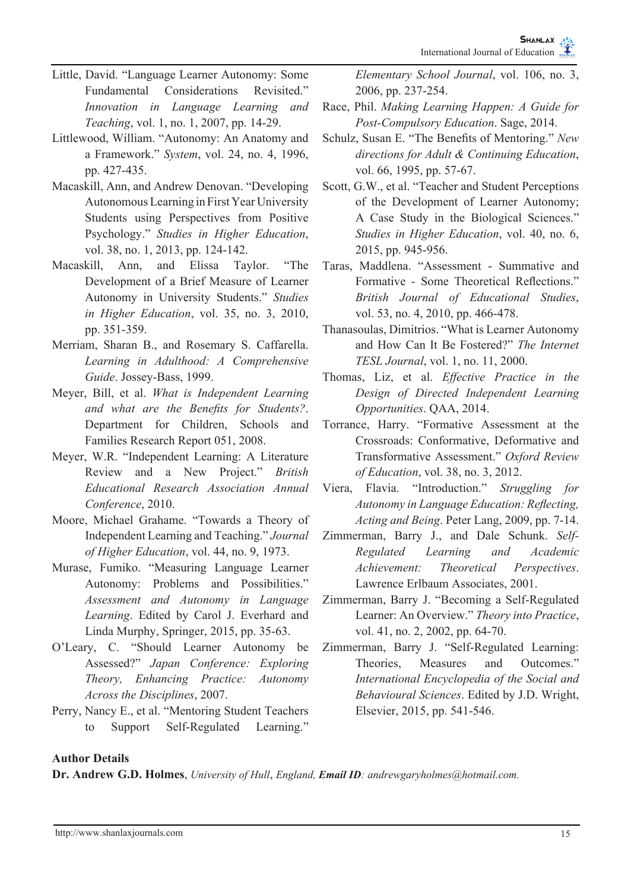Little, David. "Language Learner Autonomy: Some Fundamental Considerations Revisited." *Innovation in Language Learning and Teaching*, vol. 1, no. 1, 2007, pp. 14-29.

Littlewood, William. "Autonomy: An Anatomy and a Framework." *System*, vol. 24, no. 4, 1996, pp. 427-435.

Macaskill, Ann, and Andrew Denovan. "Developing Autonomous Learning in First Year University Students using Perspectives from Positive Psychology." *Studies in Higher Education*, vol. 38, no. 1, 2013, pp. 124-142.

Macaskill, Ann, and Elissa Taylor. "The Development of a Brief Measure of Learner Autonomy in University Students." *Studies in Higher Education*, vol. 35, no. 3, 2010, pp. 351-359.

Merriam, Sharan B., and Rosemary S. Caffarella. *Learning in Adulthood: A Comprehensive Guide*. Jossey-Bass, 1999.

Meyer, Bill, et al. *What is Independent Learning and what are the Benefits for Students?*. Department for Children, Schools and Families Research Report 051, 2008.

Meyer, W.R. "Independent Learning: A Literature Review and a New Project." *British Educational Research Association Annual Conference*, 2010.

Moore, Michael Grahame. "Towards a Theory of Independent Learning and Teaching." *Journal of Higher Education*, vol. 44, no. 9, 1973.

Murase, Fumiko. "Measuring Language Learner Autonomy: Problems and Possibilities." *Assessment and Autonomy in Language Learning*. Edited by Carol J. Everhard and Linda Murphy, Springer, 2015, pp. 35-63.

O'Leary, C. "Should Learner Autonomy be Assessed?" *Japan Conference: Exploring Theory, Enhancing Practice: Autonomy Across the Disciplines*, 2007.

Perry, Nancy E., et al. "Mentoring Student Teachers to Support Self-Regulated Learning." *Elementary School Journal*, vol. 106, no. 3, 2006, pp. 237-254.

Race, Phil. *Making Learning Happen: A Guide for Post-Compulsory Education*. Sage, 2014.

Schulz, Susan E. "The Benefits of Mentoring." *New directions for Adult & Continuing Education*, vol. 66, 1995, pp. 57-67.

Scott, G.W., et al. "Teacher and Student Perceptions of the Development of Learner Autonomy; A Case Study in the Biological Sciences." *Studies in Higher Education*, vol. 40, no. 6, 2015, pp. 945-956.

Taras, Maddlena. "Assessment - Summative and Formative - Some Theoretical Reflections." *British Journal of Educational Studies*, vol. 53, no. 4, 2010, pp. 466-478.

Thanasoulas, Dimitrios. "What is Learner Autonomy and How Can It Be Fostered?" *The Internet TESL Journal*, vol. 1, no. 11, 2000.

Thomas, Liz, et al. *Effective Practice in the Design of Directed Independent Learning Opportunities*. QAA, 2014.

Torrance, Harry. "Formative Assessment at the Crossroads: Conformative, Deformative and Transformative Assessment." *Oxford Review of Education*, vol. 38, no. 3, 2012.

Viera, Flavia. "Introduction." *Struggling for Autonomy in Language Education: Reflecting, Acting and Being*. Peter Lang, 2009, pp. 7-14.

Zimmerman, Barry J., and Dale Schunk. *Self-Regulated Learning and Academic Achievement: Theoretical Perspectives*. Lawrence Erlbaum Associates, 2001.

Zimmerman, Barry J. "Becoming a Self-Regulated Learner: An Overview." *Theory into Practice*, vol. 41, no. 2, 2002, pp. 64-70.

Zimmerman, Barry J. "Self-Regulated Learning: Theories, Measures and Outcomes." *International Encyclopedia of the Social and Behavioural Sciences*. Edited by J.D. Wright, Elsevier, 2015, pp. 541-546.

**Author Details**

**Dr. Andrew G.D. Holmes**, *University of Hull*, *England*, ***Email ID****: andrewgaryholmes@hotmail.com.*